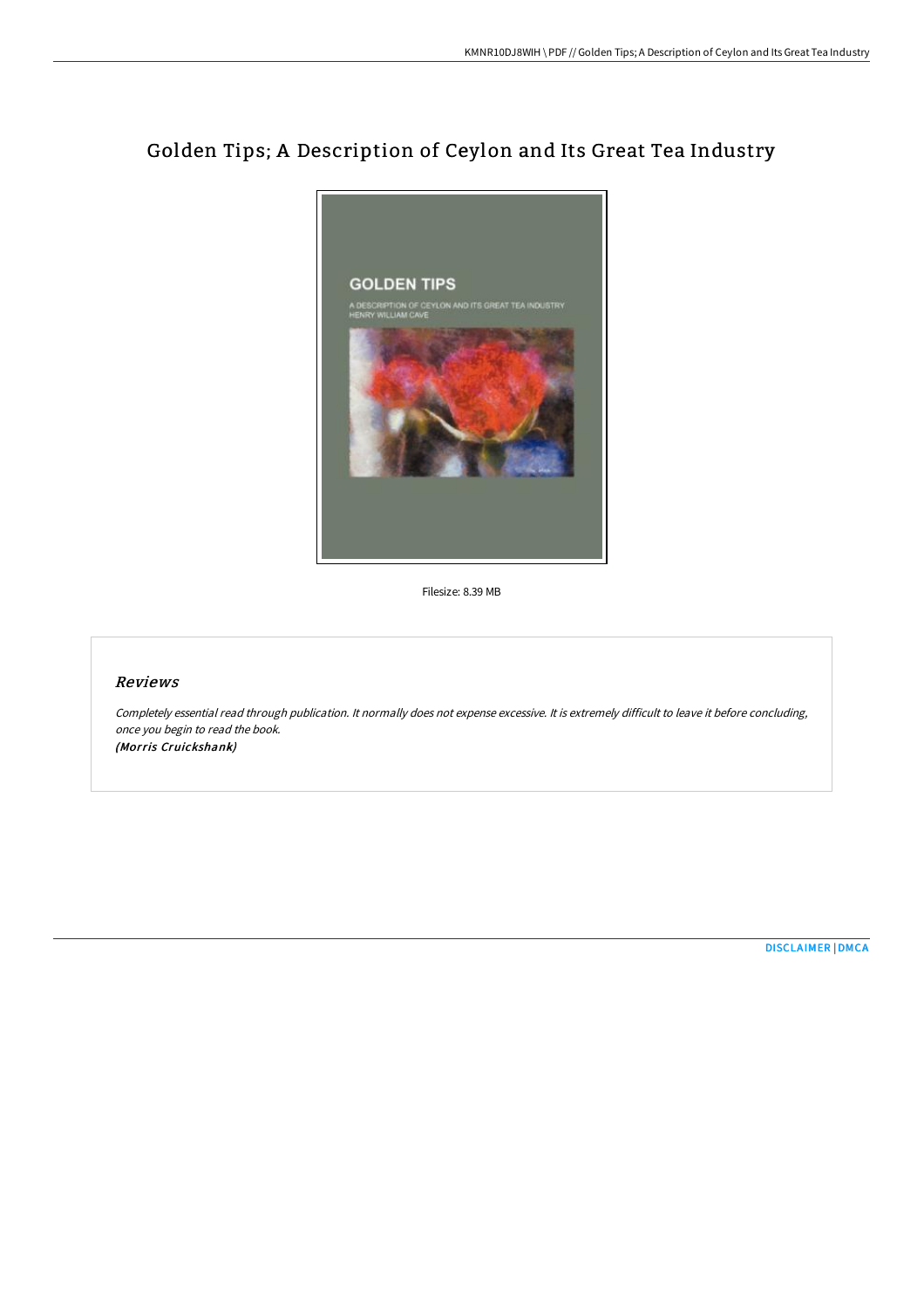# Golden Tips; A Description of Ceylon and Its Great Tea Industry

Filesize: 8.39 MB

## *Reviews*

*Completely essential read through publication. It normally does not expense excessive. It is extremely difficult to leave it before concluding, once you begin to read the book.*
*(Morris Cruickshank)*

DISCLAIMER | DMCA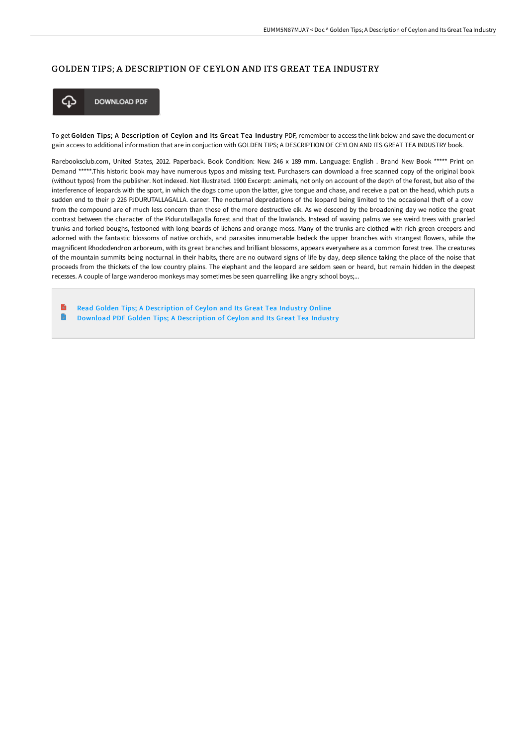## GOLDEN TIPS; A DESCRIPTION OF CEYLON AND ITS GREAT TEA INDUSTRY

DOWNLOAD PDF

To get **Golden Tips; A Description of Ceylon and Its Great Tea Industry** PDF, remember to access the link below and save the document or gain access to additional information that are in conjuction with GOLDEN TIPS; A DESCRIPTION OF CEYLON AND ITS GREAT TEA INDUSTRY book.

Rarebooksclub.com, United States, 2012. Paperback. Book Condition: New. 246 x 189 mm. Language: English . Brand New Book ***** Print on Demand *****.This historic book may have numerous typos and missing text. Purchasers can download a free scanned copy of the original book (without typos) from the publisher. Not indexed. Not illustrated. 1900 Excerpt: .animals, not only on account of the depth of the forest, but also of the interference of leopards with the sport, in which the dogs come upon the latter, give tongue and chase, and receive a pat on the head, which puts a sudden end to their p 226 PJDURUTALLAGALLA. career. The nocturnal depredations of the leopard being limited to the occasional theft of a cow from the compound are of much less concern than those of the more destructive elk. As we descend by the broadening day we notice the great contrast between the character of the Pidurutallagalla forest and that of the lowlands. Instead of waving palms we see weird trees with gnarled trunks and forked boughs, festooned with long beards of lichens and orange moss. Many of the trunks are clothed with rich green creepers and adorned with the fantastic blossoms of native orchids, and parasites innumerable bedeck the upper branches with strangest flowers, while the magnificent Rhododendron arboreum, with its great branches and brilliant blossoms, appears everywhere as a common forest tree. The creatures of the mountain summits being nocturnal in their habits, there are no outward signs of life by day, deep silence taking the place of the noise that proceeds from the thickets of the low country plains. The elephant and the leopard are seldom seen or heard, but remain hidden in the deepest recesses. A couple of large wanderoo monkeys may sometimes be seen quarrelling like angry school boys;...

- Read Golden Tips; A Description of Ceylon and Its Great Tea Industry Online
- Download PDF Golden Tips; A Description of Ceylon and Its Great Tea Industry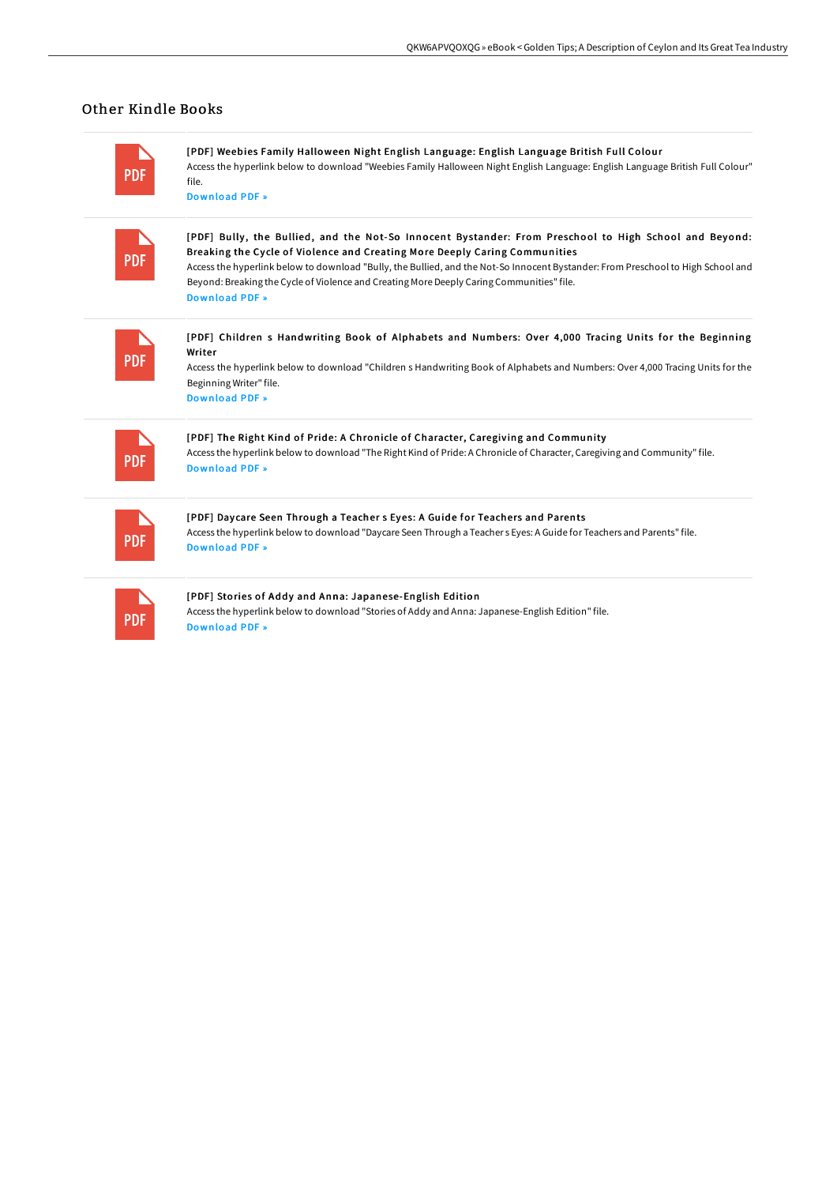## Other Kindle Books

**[PDF] Weebies Family Halloween Night English Language: English Language British Full Colour**
Access the hyperlink below to download "Weebies Family Halloween Night English Language: English Language British Full Colour" file.
Download PDF »

**[PDF] Bully, the Bullied, and the Not-So Innocent Bystander: From Preschool to High School and Beyond: Breaking the Cycle of Violence and Creating More Deeply Caring Communities**
Access the hyperlink below to download "Bully, the Bullied, and the Not-So Innocent Bystander: From Preschool to High School and Beyond: Breaking the Cycle of Violence and Creating More Deeply Caring Communities" file.
Download PDF »

**[PDF] Children s Handwriting Book of Alphabets and Numbers: Over 4,000 Tracing Units for the Beginning Writer**
Access the hyperlink below to download "Children s Handwriting Book of Alphabets and Numbers: Over 4,000 Tracing Units for the Beginning Writer" file.
Download PDF »

**[PDF] The Right Kind of Pride: A Chronicle of Character, Caregiving and Community**
Access the hyperlink below to download "The Right Kind of Pride: A Chronicle of Character, Caregiving and Community" file.
Download PDF »

**[PDF] Daycare Seen Through a Teacher s Eyes: A Guide for Teachers and Parents**
Access the hyperlink below to download "Daycare Seen Through a Teacher s Eyes: A Guide for Teachers and Parents" file.
Download PDF »

**[PDF] Stories of Addy and Anna: Japanese-English Edition**
Access the hyperlink below to download "Stories of Addy and Anna: Japanese-English Edition" file.
Download PDF »